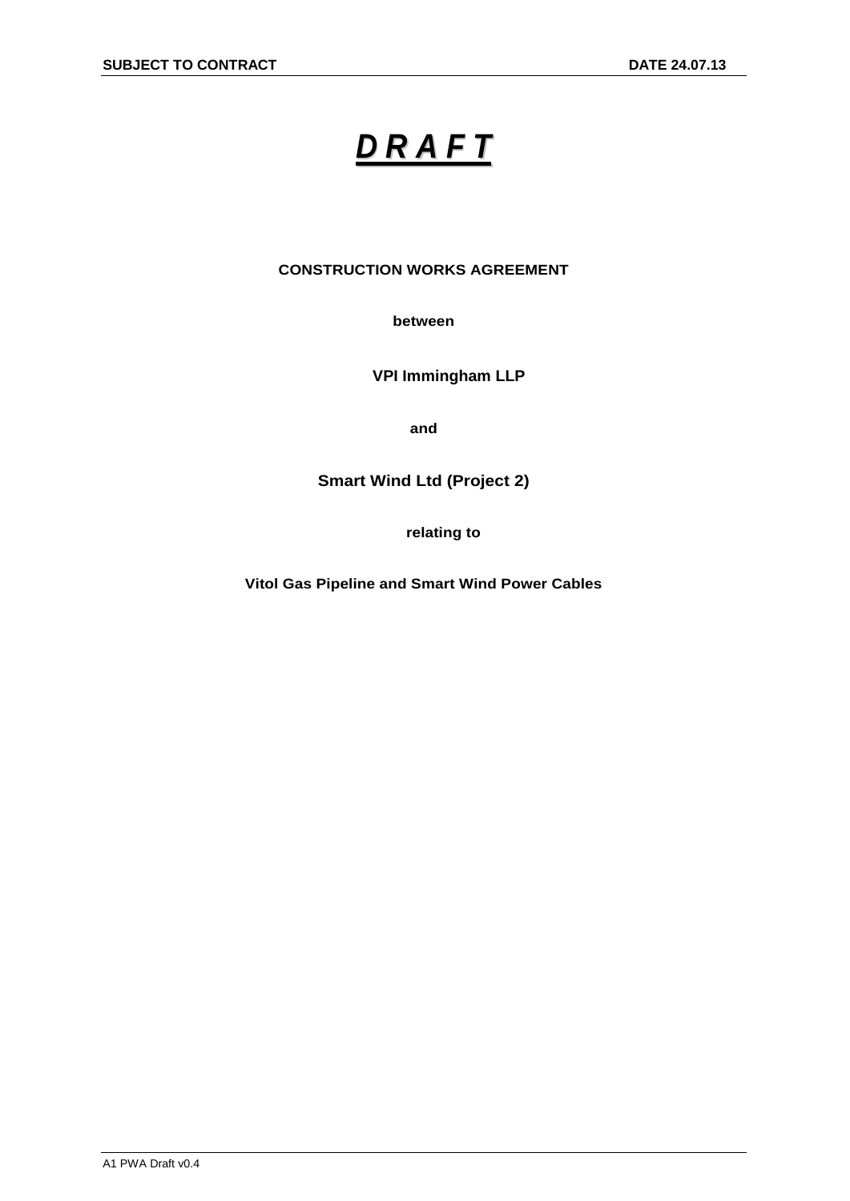**SUBJECT TO CONTRACT** **DATE 24.07.13**

# ***D R A F T***

**CONSTRUCTION WORKS AGREEMENT**

**between**

**VPI Immingham LLP**

**and**

**Smart Wind Ltd (Project 2)**

**relating to**

**Vitol Gas Pipeline and Smart Wind Power Cables**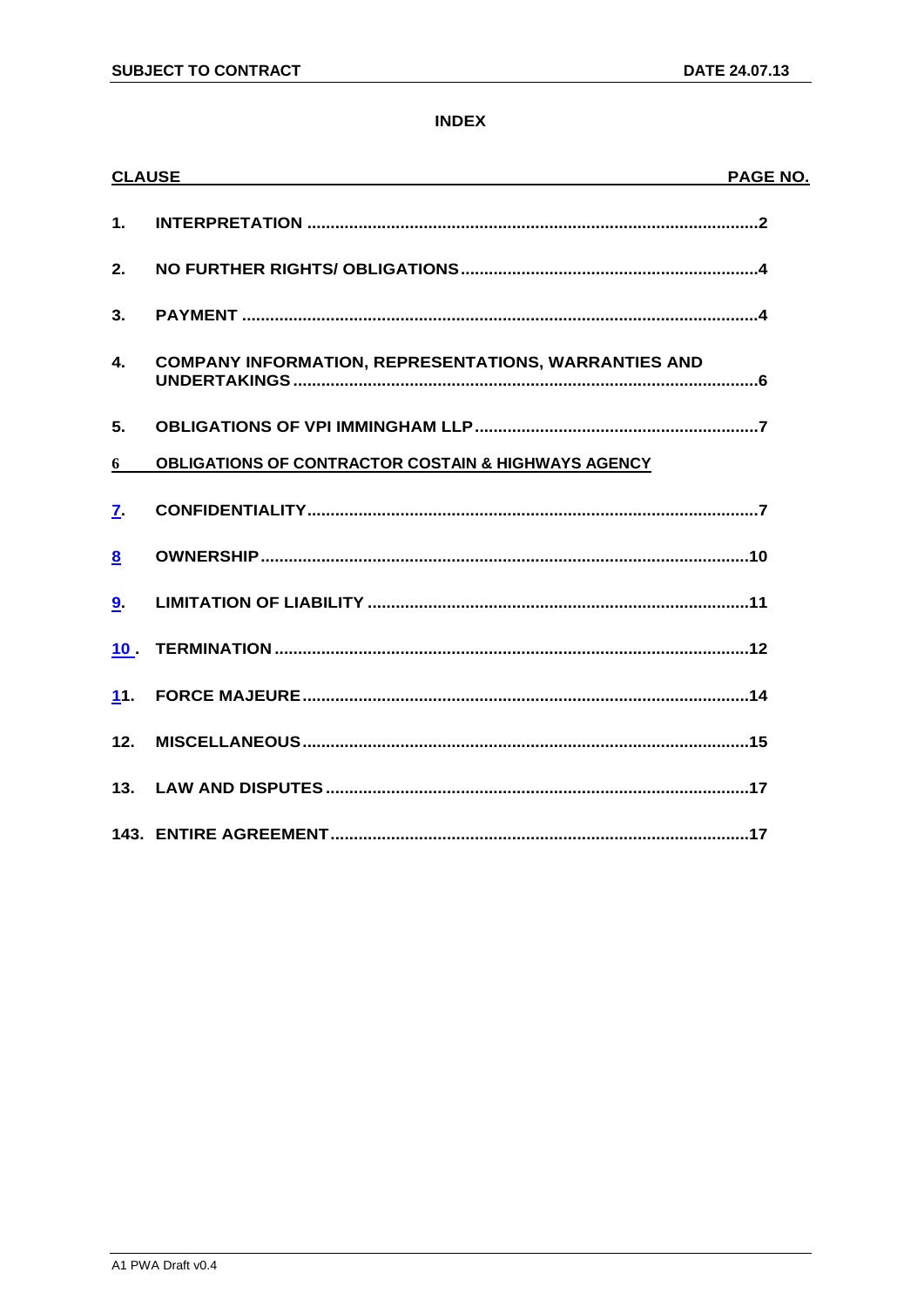# INDEX

| CLAUSE | | PAGE NO. |
|---|---|---|
| 1. | INTERPRETATION | 2 |
| 2. | NO FURTHER RIGHTS/ OBLIGATIONS | 4 |
| 3. | PAYMENT | 4 |
| 4. | COMPANY INFORMATION, REPRESENTATIONS, WARRANTIES AND UNDERTAKINGS | 6 |
| 5. | OBLIGATIONS OF VPI IMMINGHAM LLP | 7 |
| 6 | OBLIGATIONS OF CONTRACTOR COSTAIN & HIGHWAYS AGENCY | |
| 7. | CONFIDENTIALITY | 7 |
| 8 | OWNERSHIP | 10 |
| 9. | LIMITATION OF LIABILITY | 11 |
| 10 . | TERMINATION | 12 |
| 11. | FORCE MAJEURE | 14 |
| 12. | MISCELLANEOUS | 15 |
| 13. | LAW AND DISPUTES | 17 |
| 143. | ENTIRE AGREEMENT | 17 |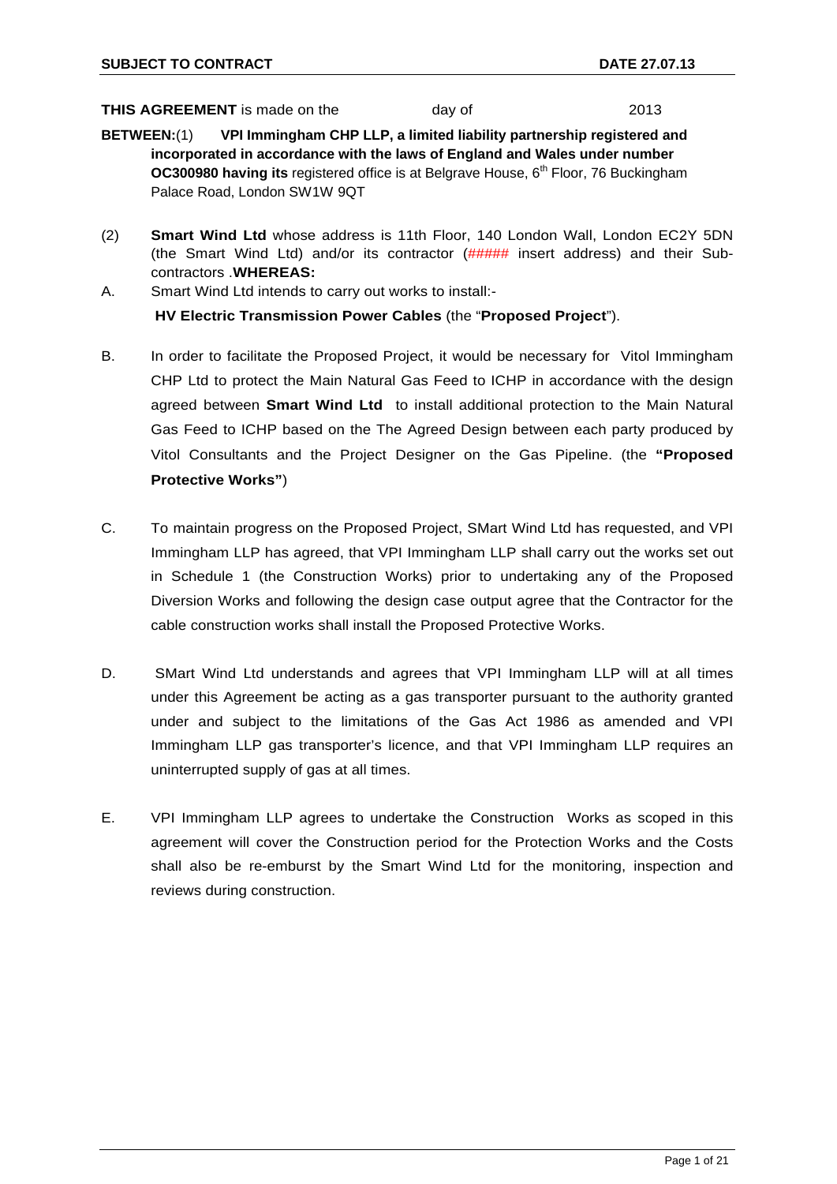**THIS AGREEMENT** is made on the day of 2013

**BETWEEN:**(1) **VPI Immingham CHP LLP, a limited liability partnership registered and incorporated in accordance with the laws of England and Wales under number OC300980 having its** registered office is at Belgrave House, 6th Floor, 76 Buckingham Palace Road, London SW1W 9QT

(2) **Smart Wind Ltd** whose address is 11th Floor, 140 London Wall, London EC2Y 5DN (the Smart Wind Ltd) and/or its contractor (##### insert address) and their Sub-contractors .**WHEREAS:**

A. Smart Wind Ltd intends to carry out works to install:-

**HV Electric Transmission Power Cables** (the "**Proposed Project**").

B. In order to facilitate the Proposed Project, it would be necessary for Vitol Immingham CHP Ltd to protect the Main Natural Gas Feed to ICHP in accordance with the design agreed between **Smart Wind Ltd** to install additional protection to the Main Natural Gas Feed to ICHP based on the The Agreed Design between each party produced by Vitol Consultants and the Project Designer on the Gas Pipeline. (the **"Proposed Protective Works"**)

C. To maintain progress on the Proposed Project, SMart Wind Ltd has requested, and VPI Immingham LLP has agreed, that VPI Immingham LLP shall carry out the works set out in Schedule 1 (the Construction Works) prior to undertaking any of the Proposed Diversion Works and following the design case output agree that the Contractor for the cable construction works shall install the Proposed Protective Works.

D. SMart Wind Ltd understands and agrees that VPI Immingham LLP will at all times under this Agreement be acting as a gas transporter pursuant to the authority granted under and subject to the limitations of the Gas Act 1986 as amended and VPI Immingham LLP gas transporter's licence, and that VPI Immingham LLP requires an uninterrupted supply of gas at all times.

E. VPI Immingham LLP agrees to undertake the Construction Works as scoped in this agreement will cover the Construction period for the Protection Works and the Costs shall also be re-emburst by the Smart Wind Ltd for the monitoring, inspection and reviews during construction.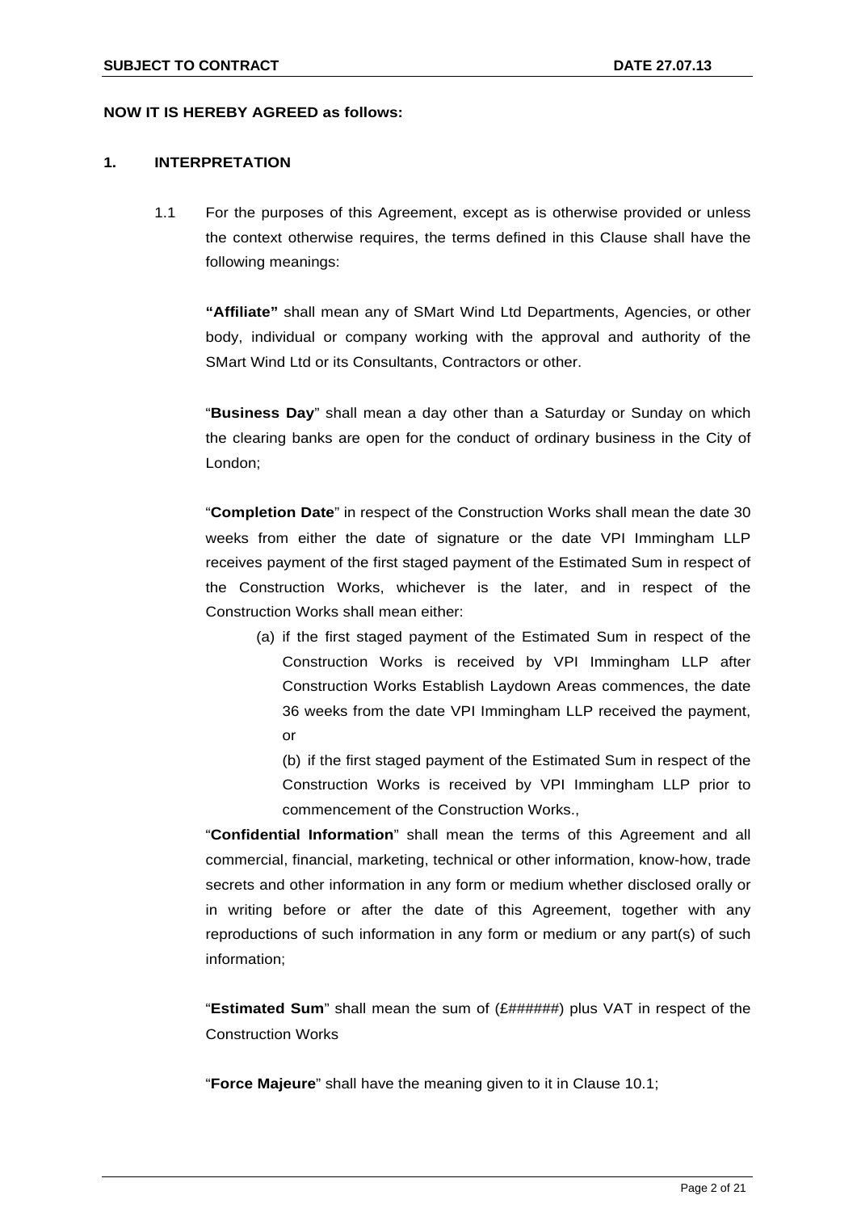**NOW IT IS HEREBY AGREED as follows:**

**1. INTERPRETATION**

1.1 For the purposes of this Agreement, except as is otherwise provided or unless the context otherwise requires, the terms defined in this Clause shall have the following meanings:

**"Affiliate"** shall mean any of SMart Wind Ltd Departments, Agencies, or other body, individual or company working with the approval and authority of the SMart Wind Ltd or its Consultants, Contractors or other.

"**Business Day**" shall mean a day other than a Saturday or Sunday on which the clearing banks are open for the conduct of ordinary business in the City of London;

"**Completion Date**" in respect of the Construction Works shall mean the date 30 weeks from either the date of signature or the date VPI Immingham LLP receives payment of the first staged payment of the Estimated Sum in respect of the Construction Works, whichever is the later, and in respect of the Construction Works shall mean either:

(a) if the first staged payment of the Estimated Sum in respect of the Construction Works is received by VPI Immingham LLP after Construction Works Establish Laydown Areas commences, the date 36 weeks from the date VPI Immingham LLP received the payment, or

(b) if the first staged payment of the Estimated Sum in respect of the Construction Works is received by VPI Immingham LLP prior to commencement of the Construction Works.,

"**Confidential Information**" shall mean the terms of this Agreement and all commercial, financial, marketing, technical or other information, know-how, trade secrets and other information in any form or medium whether disclosed orally or in writing before or after the date of this Agreement, together with any reproductions of such information in any form or medium or any part(s) of such information;

"**Estimated Sum**" shall mean the sum of (£######) plus VAT in respect of the Construction Works

"**Force Majeure**" shall have the meaning given to it in Clause 10.1;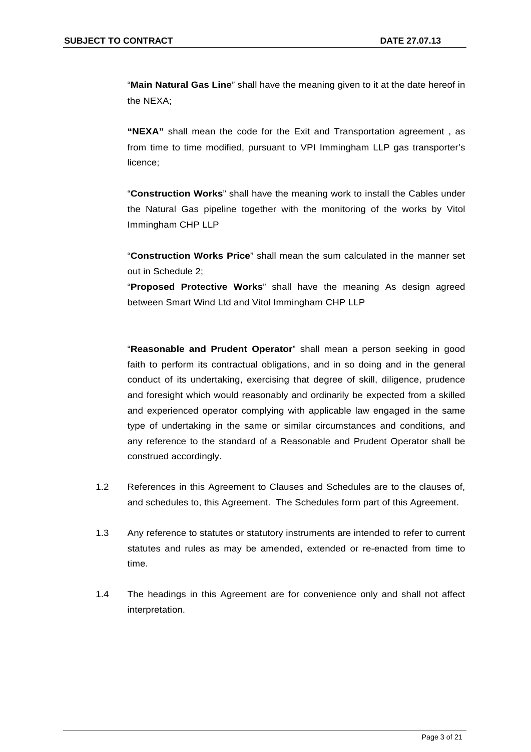"**Main Natural Gas Line**" shall have the meaning given to it at the date hereof in the NEXA;

**"NEXA"** shall mean the code for the Exit and Transportation agreement , as from time to time modified, pursuant to VPI Immingham LLP gas transporter's licence;

"**Construction Works**" shall have the meaning work to install the Cables under the Natural Gas pipeline together with the monitoring of the works by Vitol Immingham CHP LLP

"**Construction Works Price**" shall mean the sum calculated in the manner set out in Schedule 2;

"**Proposed Protective Works**" shall have the meaning As design agreed between Smart Wind Ltd and Vitol Immingham CHP LLP

"**Reasonable and Prudent Operator**" shall mean a person seeking in good faith to perform its contractual obligations, and in so doing and in the general conduct of its undertaking, exercising that degree of skill, diligence, prudence and foresight which would reasonably and ordinarily be expected from a skilled and experienced operator complying with applicable law engaged in the same type of undertaking in the same or similar circumstances and conditions, and any reference to the standard of a Reasonable and Prudent Operator shall be construed accordingly.

1.2 References in this Agreement to Clauses and Schedules are to the clauses of, and schedules to, this Agreement. The Schedules form part of this Agreement.

1.3 Any reference to statutes or statutory instruments are intended to refer to current statutes and rules as may be amended, extended or re-enacted from time to time.

1.4 The headings in this Agreement are for convenience only and shall not affect interpretation.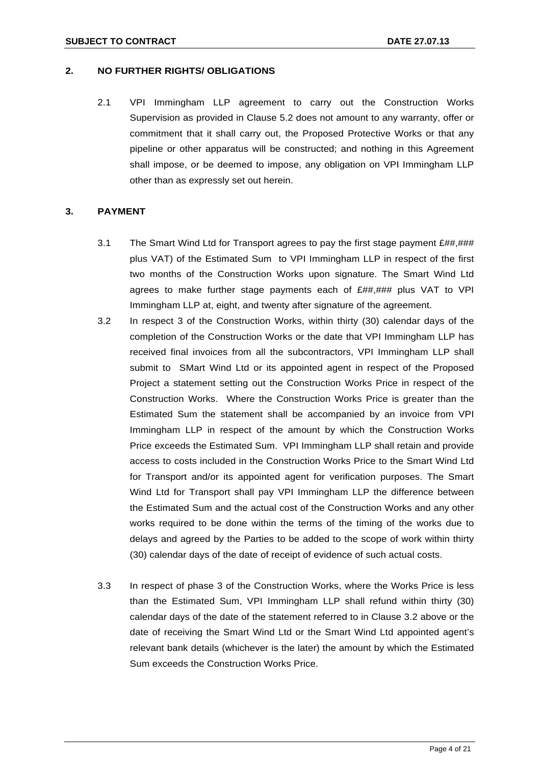## 2. NO FURTHER RIGHTS/ OBLIGATIONS

2.1 VPI Immingham LLP agreement to carry out the Construction Works Supervision as provided in Clause 5.2 does not amount to any warranty, offer or commitment that it shall carry out, the Proposed Protective Works or that any pipeline or other apparatus will be constructed; and nothing in this Agreement shall impose, or be deemed to impose, any obligation on VPI Immingham LLP other than as expressly set out herein.

## 3. PAYMENT

3.1 The Smart Wind Ltd for Transport agrees to pay the first stage payment £##,### plus VAT) of the Estimated Sum to VPI Immingham LLP in respect of the first two months of the Construction Works upon signature. The Smart Wind Ltd agrees to make further stage payments each of £##,### plus VAT to VPI Immingham LLP at, eight, and twenty after signature of the agreement.

3.2 In respect 3 of the Construction Works, within thirty (30) calendar days of the completion of the Construction Works or the date that VPI Immingham LLP has received final invoices from all the subcontractors, VPI Immingham LLP shall submit to SMart Wind Ltd or its appointed agent in respect of the Proposed Project a statement setting out the Construction Works Price in respect of the Construction Works. Where the Construction Works Price is greater than the Estimated Sum the statement shall be accompanied by an invoice from VPI Immingham LLP in respect of the amount by which the Construction Works Price exceeds the Estimated Sum. VPI Immingham LLP shall retain and provide access to costs included in the Construction Works Price to the Smart Wind Ltd for Transport and/or its appointed agent for verification purposes. The Smart Wind Ltd for Transport shall pay VPI Immingham LLP the difference between the Estimated Sum and the actual cost of the Construction Works and any other works required to be done within the terms of the timing of the works due to delays and agreed by the Parties to be added to the scope of work within thirty (30) calendar days of the date of receipt of evidence of such actual costs.

3.3 In respect of phase 3 of the Construction Works, where the Works Price is less than the Estimated Sum, VPI Immingham LLP shall refund within thirty (30) calendar days of the date of the statement referred to in Clause 3.2 above or the date of receiving the Smart Wind Ltd or the Smart Wind Ltd appointed agent's relevant bank details (whichever is the later) the amount by which the Estimated Sum exceeds the Construction Works Price.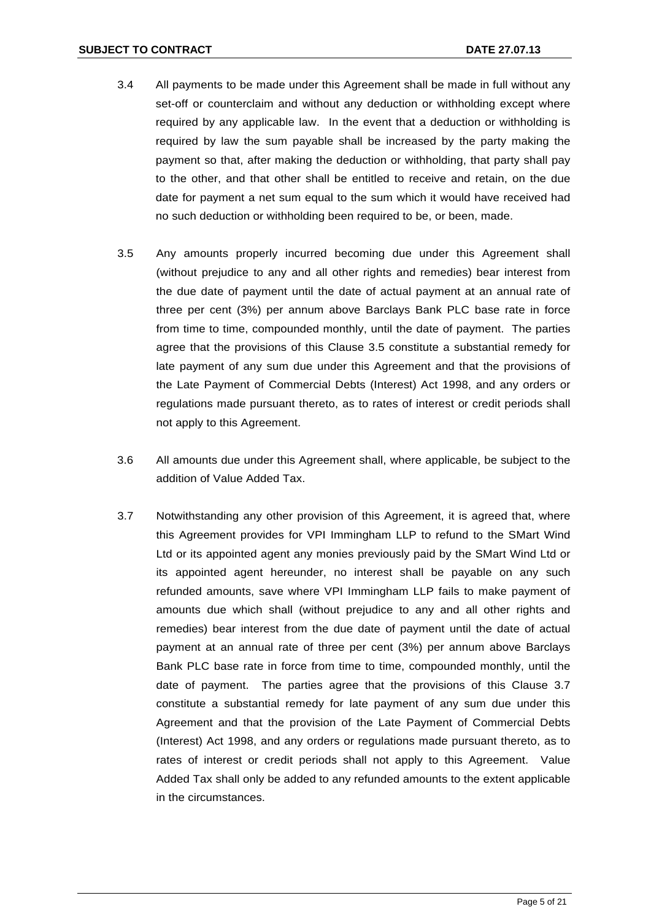3.4 All payments to be made under this Agreement shall be made in full without any set-off or counterclaim and without any deduction or withholding except where required by any applicable law. In the event that a deduction or withholding is required by law the sum payable shall be increased by the party making the payment so that, after making the deduction or withholding, that party shall pay to the other, and that other shall be entitled to receive and retain, on the due date for payment a net sum equal to the sum which it would have received had no such deduction or withholding been required to be, or been, made.

3.5 Any amounts properly incurred becoming due under this Agreement shall (without prejudice to any and all other rights and remedies) bear interest from the due date of payment until the date of actual payment at an annual rate of three per cent (3%) per annum above Barclays Bank PLC base rate in force from time to time, compounded monthly, until the date of payment. The parties agree that the provisions of this Clause 3.5 constitute a substantial remedy for late payment of any sum due under this Agreement and that the provisions of the Late Payment of Commercial Debts (Interest) Act 1998, and any orders or regulations made pursuant thereto, as to rates of interest or credit periods shall not apply to this Agreement.

3.6 All amounts due under this Agreement shall, where applicable, be subject to the addition of Value Added Tax.

3.7 Notwithstanding any other provision of this Agreement, it is agreed that, where this Agreement provides for VPI Immingham LLP to refund to the SMart Wind Ltd or its appointed agent any monies previously paid by the SMart Wind Ltd or its appointed agent hereunder, no interest shall be payable on any such refunded amounts, save where VPI Immingham LLP fails to make payment of amounts due which shall (without prejudice to any and all other rights and remedies) bear interest from the due date of payment until the date of actual payment at an annual rate of three per cent (3%) per annum above Barclays Bank PLC base rate in force from time to time, compounded monthly, until the date of payment. The parties agree that the provisions of this Clause 3.7 constitute a substantial remedy for late payment of any sum due under this Agreement and that the provision of the Late Payment of Commercial Debts (Interest) Act 1998, and any orders or regulations made pursuant thereto, as to rates of interest or credit periods shall not apply to this Agreement. Value Added Tax shall only be added to any refunded amounts to the extent applicable in the circumstances.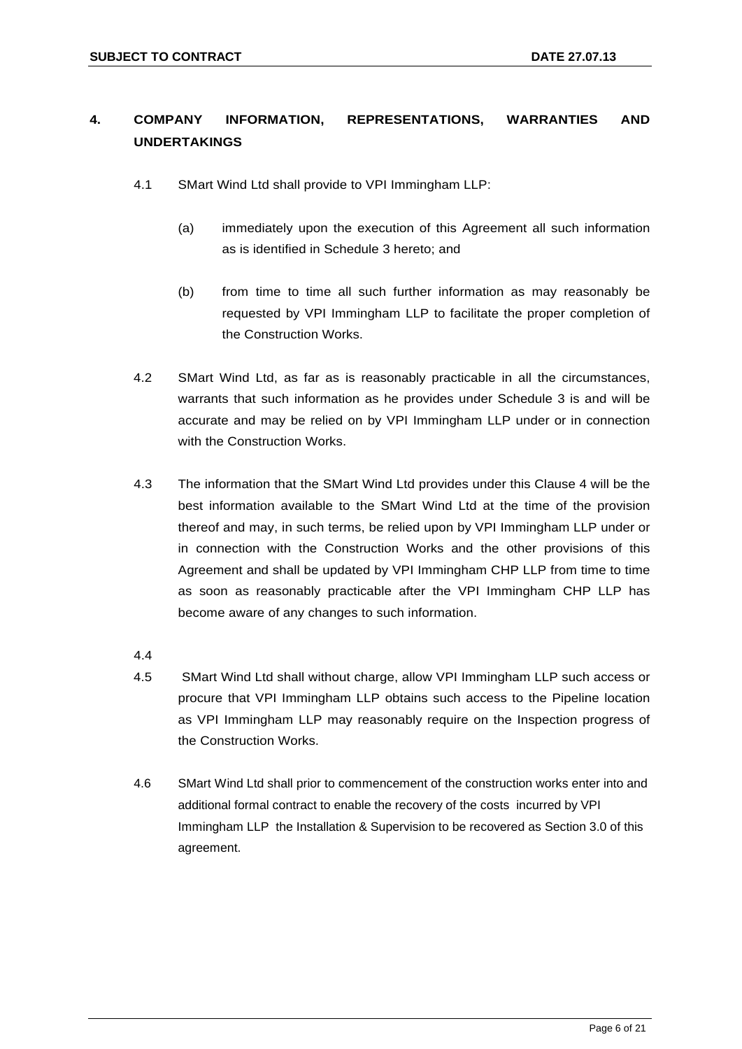## 4. COMPANY INFORMATION, REPRESENTATIONS, WARRANTIES AND UNDERTAKINGS

4.1 SMart Wind Ltd shall provide to VPI Immingham LLP:

(a) immediately upon the execution of this Agreement all such information as is identified in Schedule 3 hereto; and

(b) from time to time all such further information as may reasonably be requested by VPI Immingham LLP to facilitate the proper completion of the Construction Works.

4.2 SMart Wind Ltd, as far as is reasonably practicable in all the circumstances, warrants that such information as he provides under Schedule 3 is and will be accurate and may be relied on by VPI Immingham LLP under or in connection with the Construction Works.

4.3 The information that the SMart Wind Ltd provides under this Clause 4 will be the best information available to the SMart Wind Ltd at the time of the provision thereof and may, in such terms, be relied upon by VPI Immingham LLP under or in connection with the Construction Works and the other provisions of this Agreement and shall be updated by VPI Immingham CHP LLP from time to time as soon as reasonably practicable after the VPI Immingham CHP LLP has become aware of any changes to such information.

4.4

4.5 SMart Wind Ltd shall without charge, allow VPI Immingham LLP such access or procure that VPI Immingham LLP obtains such access to the Pipeline location as VPI Immingham LLP may reasonably require on the Inspection progress of the Construction Works.

4.6 SMart Wind Ltd shall prior to commencement of the construction works enter into and additional formal contract to enable the recovery of the costs incurred by VPI Immingham LLP the Installation & Supervision to be recovered as Section 3.0 of this agreement.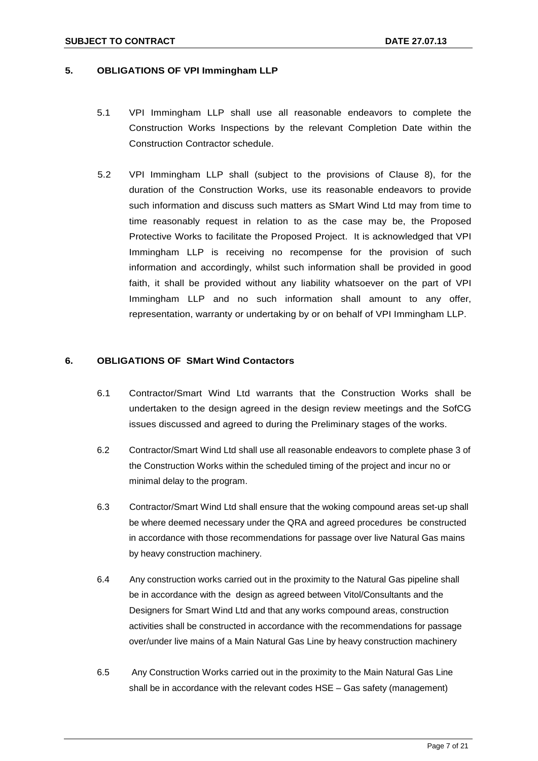## 5. OBLIGATIONS OF VPI Immingham LLP

5.1 VPI Immingham LLP shall use all reasonable endeavors to complete the Construction Works Inspections by the relevant Completion Date within the Construction Contractor schedule.

5.2 VPI Immingham LLP shall (subject to the provisions of Clause 8), for the duration of the Construction Works, use its reasonable endeavors to provide such information and discuss such matters as SMart Wind Ltd may from time to time reasonably request in relation to as the case may be, the Proposed Protective Works to facilitate the Proposed Project. It is acknowledged that VPI Immingham LLP is receiving no recompense for the provision of such information and accordingly, whilst such information shall be provided in good faith, it shall be provided without any liability whatsoever on the part of VPI Immingham LLP and no such information shall amount to any offer, representation, warranty or undertaking by or on behalf of VPI Immingham LLP.

## 6. OBLIGATIONS OF SMart Wind Contactors

6.1 Contractor/Smart Wind Ltd warrants that the Construction Works shall be undertaken to the design agreed in the design review meetings and the SofCG issues discussed and agreed to during the Preliminary stages of the works.

6.2 Contractor/Smart Wind Ltd shall use all reasonable endeavors to complete phase 3 of the Construction Works within the scheduled timing of the project and incur no or minimal delay to the program.

6.3 Contractor/Smart Wind Ltd shall ensure that the woking compound areas set-up shall be where deemed necessary under the QRA and agreed procedures be constructed in accordance with those recommendations for passage over live Natural Gas mains by heavy construction machinery.

6.4 Any construction works carried out in the proximity to the Natural Gas pipeline shall be in accordance with the design as agreed between Vitol/Consultants and the Designers for Smart Wind Ltd and that any works compound areas, construction activities shall be constructed in accordance with the recommendations for passage over/under live mains of a Main Natural Gas Line by heavy construction machinery

6.5 Any Construction Works carried out in the proximity to the Main Natural Gas Line shall be in accordance with the relevant codes HSE – Gas safety (management)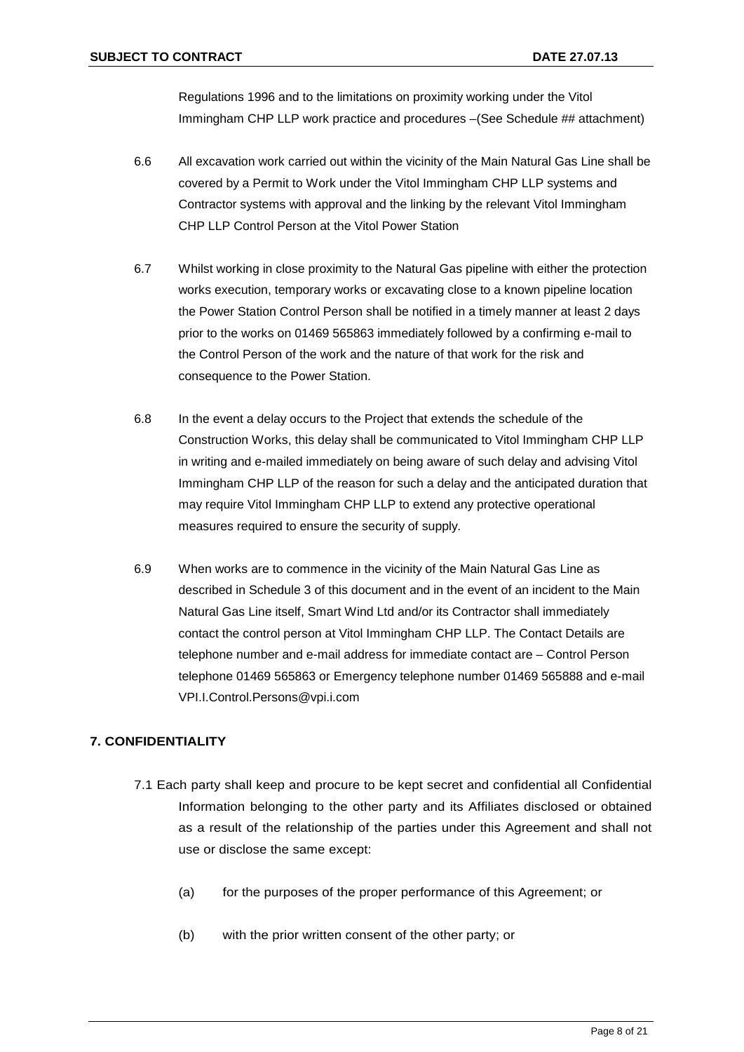Regulations 1996 and to the limitations on proximity working under the Vitol Immingham CHP LLP work practice and procedures –(See Schedule ## attachment)

6.6 All excavation work carried out within the vicinity of the Main Natural Gas Line shall be covered by a Permit to Work under the Vitol Immingham CHP LLP systems and Contractor systems with approval and the linking by the relevant Vitol Immingham CHP LLP Control Person at the Vitol Power Station

6.7 Whilst working in close proximity to the Natural Gas pipeline with either the protection works execution, temporary works or excavating close to a known pipeline location the Power Station Control Person shall be notified in a timely manner at least 2 days prior to the works on 01469 565863 immediately followed by a confirming e-mail to the Control Person of the work and the nature of that work for the risk and consequence to the Power Station.

6.8 In the event a delay occurs to the Project that extends the schedule of the Construction Works, this delay shall be communicated to Vitol Immingham CHP LLP in writing and e-mailed immediately on being aware of such delay and advising Vitol Immingham CHP LLP of the reason for such a delay and the anticipated duration that may require Vitol Immingham CHP LLP to extend any protective operational measures required to ensure the security of supply.

6.9 When works are to commence in the vicinity of the Main Natural Gas Line as described in Schedule 3 of this document and in the event of an incident to the Main Natural Gas Line itself, Smart Wind Ltd and/or its Contractor shall immediately contact the control person at Vitol Immingham CHP LLP. The Contact Details are telephone number and e-mail address for immediate contact are – Control Person telephone 01469 565863 or Emergency telephone number 01469 565888 and e-mail VPI.I.Control.Persons@vpi.i.com

## 7. CONFIDENTIALITY

7.1 Each party shall keep and procure to be kept secret and confidential all Confidential Information belonging to the other party and its Affiliates disclosed or obtained as a result of the relationship of the parties under this Agreement and shall not use or disclose the same except:

(a) for the purposes of the proper performance of this Agreement; or

(b) with the prior written consent of the other party; or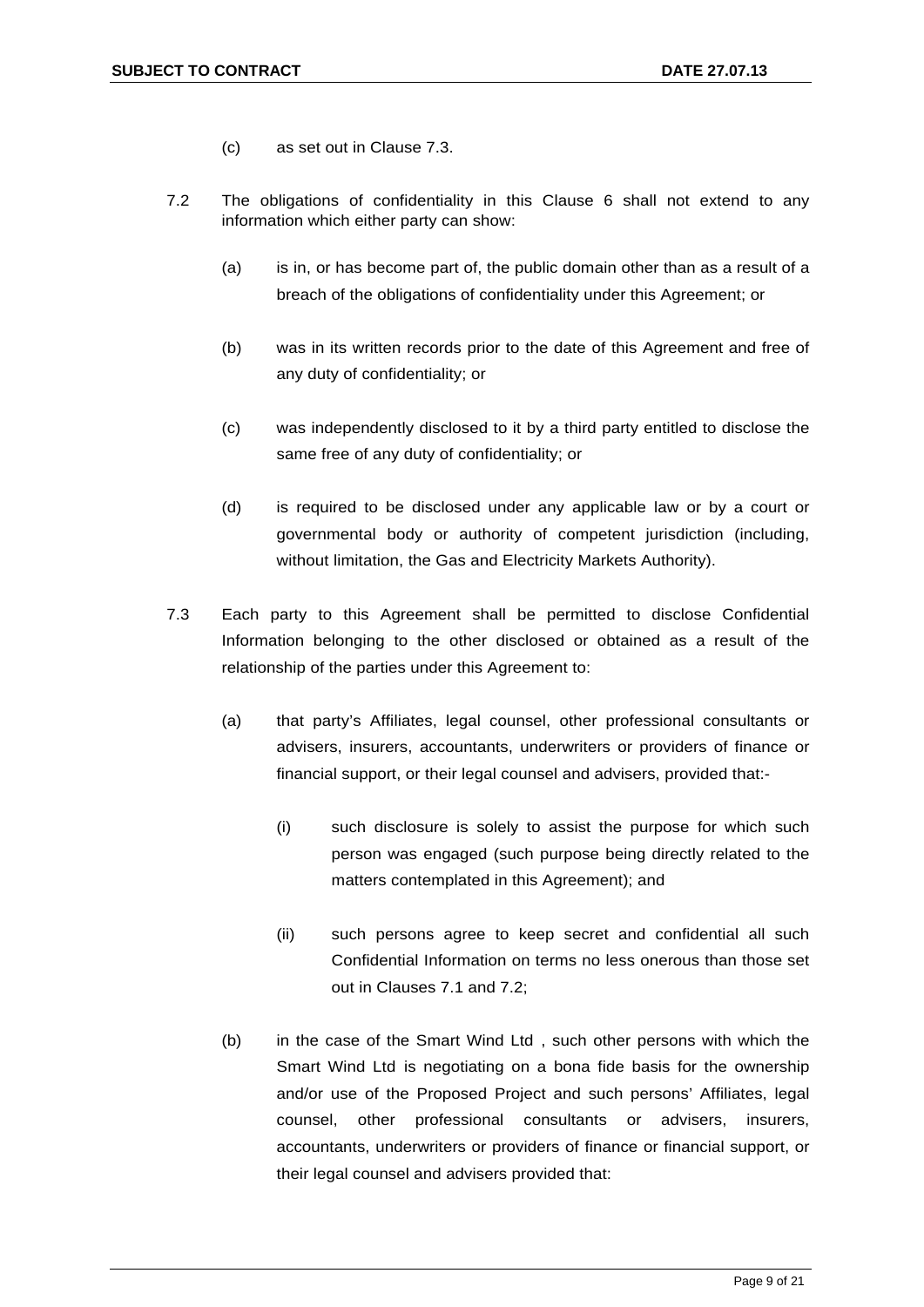(c) as set out in Clause 7.3.

7.2 The obligations of confidentiality in this Clause 6 shall not extend to any information which either party can show:

(a) is in, or has become part of, the public domain other than as a result of a breach of the obligations of confidentiality under this Agreement; or

(b) was in its written records prior to the date of this Agreement and free of any duty of confidentiality; or

(c) was independently disclosed to it by a third party entitled to disclose the same free of any duty of confidentiality; or

(d) is required to be disclosed under any applicable law or by a court or governmental body or authority of competent jurisdiction (including, without limitation, the Gas and Electricity Markets Authority).

7.3 Each party to this Agreement shall be permitted to disclose Confidential Information belonging to the other disclosed or obtained as a result of the relationship of the parties under this Agreement to:

(a) that party's Affiliates, legal counsel, other professional consultants or advisers, insurers, accountants, underwriters or providers of finance or financial support, or their legal counsel and advisers, provided that:-

(i) such disclosure is solely to assist the purpose for which such person was engaged (such purpose being directly related to the matters contemplated in this Agreement); and

(ii) such persons agree to keep secret and confidential all such Confidential Information on terms no less onerous than those set out in Clauses 7.1 and 7.2;

(b) in the case of the Smart Wind Ltd , such other persons with which the Smart Wind Ltd is negotiating on a bona fide basis for the ownership and/or use of the Proposed Project and such persons' Affiliates, legal counsel, other professional consultants or advisers, insurers, accountants, underwriters or providers of finance or financial support, or their legal counsel and advisers provided that: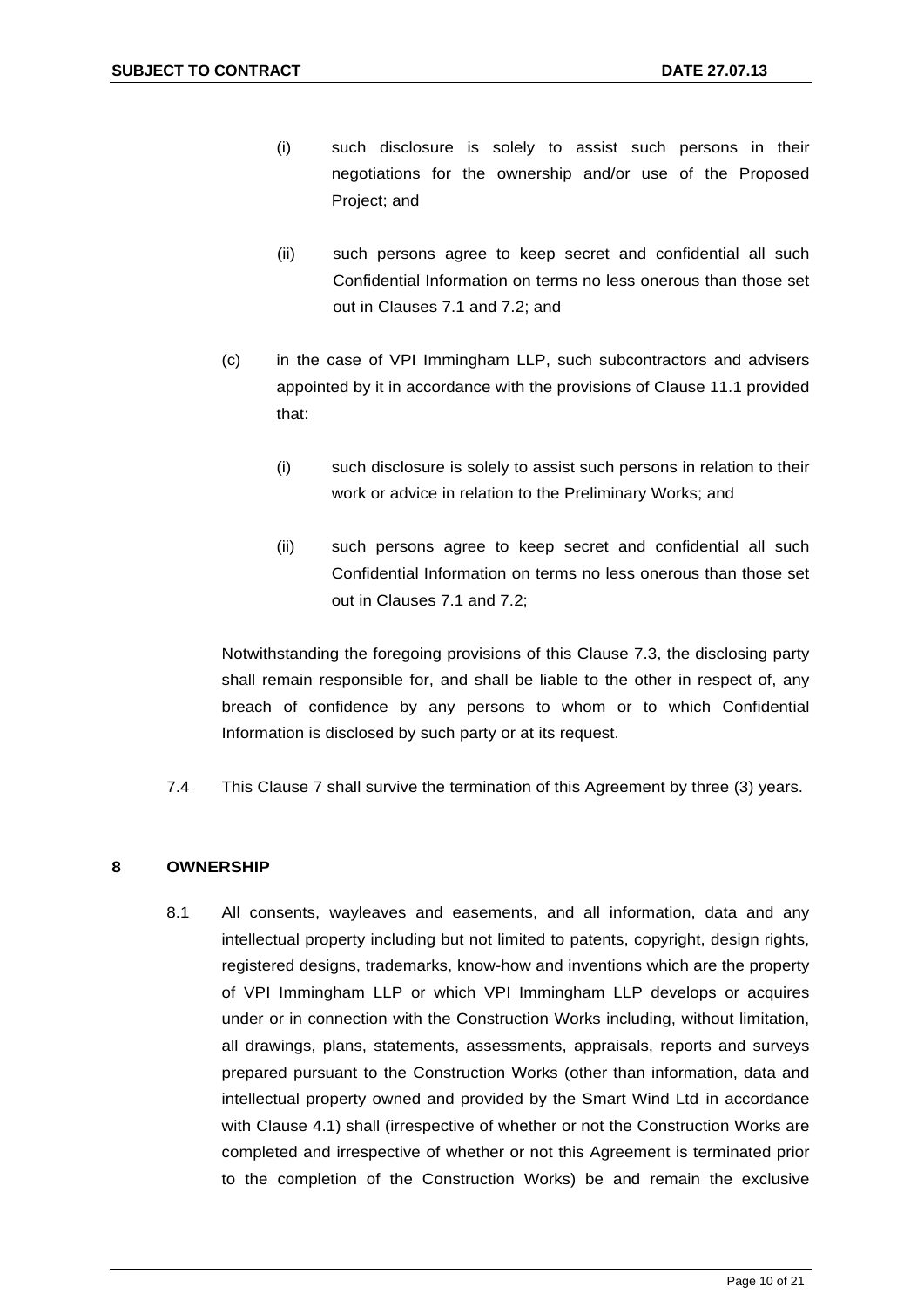(i) such disclosure is solely to assist such persons in their negotiations for the ownership and/or use of the Proposed Project; and

(ii) such persons agree to keep secret and confidential all such Confidential Information on terms no less onerous than those set out in Clauses 7.1 and 7.2; and

(c) in the case of VPI Immingham LLP, such subcontractors and advisers appointed by it in accordance with the provisions of Clause 11.1 provided that:

(i) such disclosure is solely to assist such persons in relation to their work or advice in relation to the Preliminary Works; and

(ii) such persons agree to keep secret and confidential all such Confidential Information on terms no less onerous than those set out in Clauses 7.1 and 7.2;

Notwithstanding the foregoing provisions of this Clause 7.3, the disclosing party shall remain responsible for, and shall be liable to the other in respect of, any breach of confidence by any persons to whom or to which Confidential Information is disclosed by such party or at its request.

7.4 This Clause 7 shall survive the termination of this Agreement by three (3) years.

## 8 OWNERSHIP

8.1 All consents, wayleaves and easements, and all information, data and any intellectual property including but not limited to patents, copyright, design rights, registered designs, trademarks, know-how and inventions which are the property of VPI Immingham LLP or which VPI Immingham LLP develops or acquires under or in connection with the Construction Works including, without limitation, all drawings, plans, statements, assessments, appraisals, reports and surveys prepared pursuant to the Construction Works (other than information, data and intellectual property owned and provided by the Smart Wind Ltd in accordance with Clause 4.1) shall (irrespective of whether or not the Construction Works are completed and irrespective of whether or not this Agreement is terminated prior to the completion of the Construction Works) be and remain the exclusive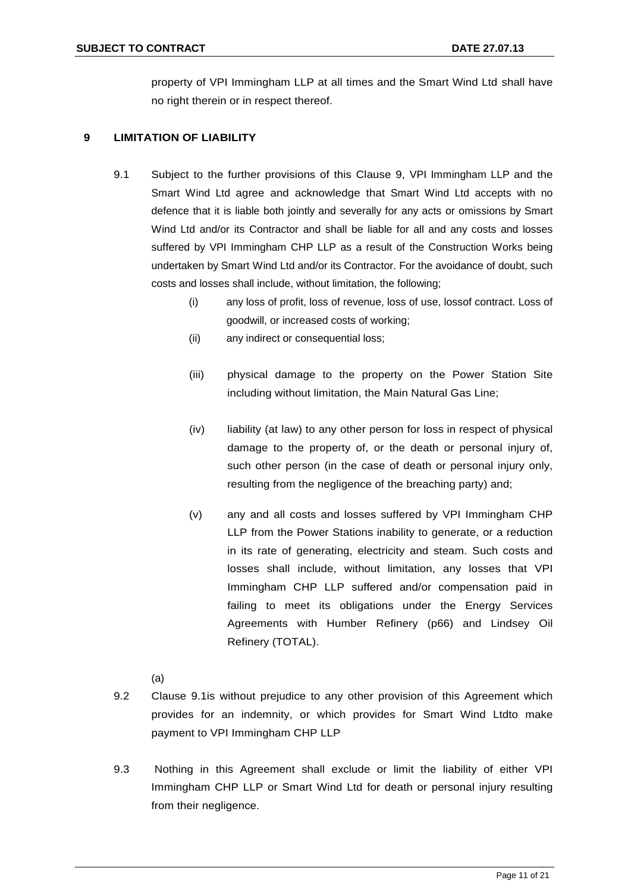property of VPI Immingham LLP at all times and the Smart Wind Ltd shall have no right therein or in respect thereof.

## 9 LIMITATION OF LIABILITY

9.1 Subject to the further provisions of this Clause 9, VPI Immingham LLP and the Smart Wind Ltd agree and acknowledge that Smart Wind Ltd accepts with no defence that it is liable both jointly and severally for any acts or omissions by Smart Wind Ltd and/or its Contractor and shall be liable for all and any costs and losses suffered by VPI Immingham CHP LLP as a result of the Construction Works being undertaken by Smart Wind Ltd and/or its Contractor. For the avoidance of doubt, such costs and losses shall include, without limitation, the following;

(i) any loss of profit, loss of revenue, loss of use, lossof contract. Loss of goodwill, or increased costs of working;

(ii) any indirect or consequential loss;

(iii) physical damage to the property on the Power Station Site including without limitation, the Main Natural Gas Line;

(iv) liability (at law) to any other person for loss in respect of physical damage to the property of, or the death or personal injury of, such other person (in the case of death or personal injury only, resulting from the negligence of the breaching party) and;

(v) any and all costs and losses suffered by VPI Immingham CHP LLP from the Power Stations inability to generate, or a reduction in its rate of generating, electricity and steam. Such costs and losses shall include, without limitation, any losses that VPI Immingham CHP LLP suffered and/or compensation paid in failing to meet its obligations under the Energy Services Agreements with Humber Refinery (p66) and Lindsey Oil Refinery (TOTAL).

(a)

9.2 Clause 9.1is without prejudice to any other provision of this Agreement which provides for an indemnity, or which provides for Smart Wind Ltdto make payment to VPI Immingham CHP LLP

9.3 Nothing in this Agreement shall exclude or limit the liability of either VPI Immingham CHP LLP or Smart Wind Ltd for death or personal injury resulting from their negligence.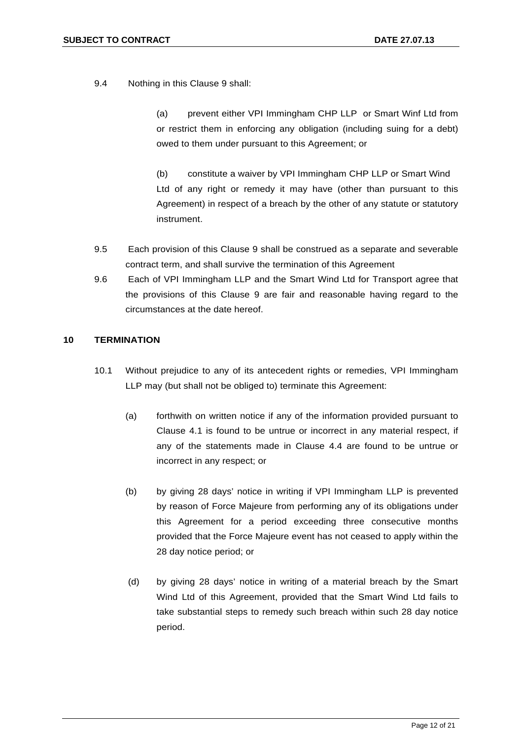9.4 Nothing in this Clause 9 shall:

(a) prevent either VPI Immingham CHP LLP or Smart Winf Ltd from or restrict them in enforcing any obligation (including suing for a debt) owed to them under pursuant to this Agreement; or

(b) constitute a waiver by VPI Immingham CHP LLP or Smart Wind Ltd of any right or remedy it may have (other than pursuant to this Agreement) in respect of a breach by the other of any statute or statutory instrument.

9.5 Each provision of this Clause 9 shall be construed as a separate and severable contract term, and shall survive the termination of this Agreement

9.6 Each of VPI Immingham LLP and the Smart Wind Ltd for Transport agree that the provisions of this Clause 9 are fair and reasonable having regard to the circumstances at the date hereof.

## 10 TERMINATION

10.1 Without prejudice to any of its antecedent rights or remedies, VPI Immingham LLP may (but shall not be obliged to) terminate this Agreement:

(a) forthwith on written notice if any of the information provided pursuant to Clause 4.1 is found to be untrue or incorrect in any material respect, if any of the statements made in Clause 4.4 are found to be untrue or incorrect in any respect; or

(b) by giving 28 days' notice in writing if VPI Immingham LLP is prevented by reason of Force Majeure from performing any of its obligations under this Agreement for a period exceeding three consecutive months provided that the Force Majeure event has not ceased to apply within the 28 day notice period; or

(d) by giving 28 days' notice in writing of a material breach by the Smart Wind Ltd of this Agreement, provided that the Smart Wind Ltd fails to take substantial steps to remedy such breach within such 28 day notice period.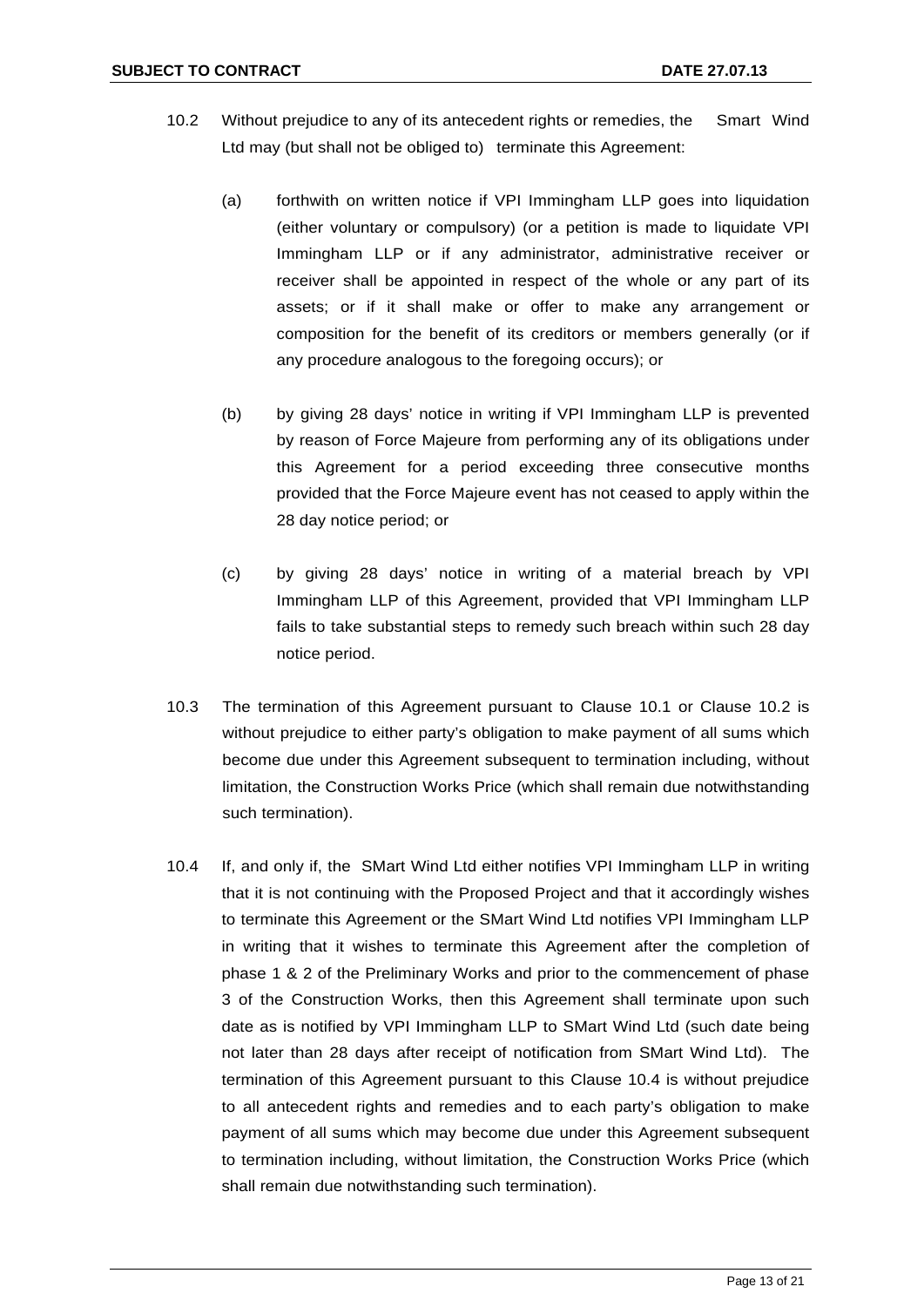10.2 Without prejudice to any of its antecedent rights or remedies, the Smart Wind Ltd may (but shall not be obliged to) terminate this Agreement:

(a) forthwith on written notice if VPI Immingham LLP goes into liquidation (either voluntary or compulsory) (or a petition is made to liquidate VPI Immingham LLP or if any administrator, administrative receiver or receiver shall be appointed in respect of the whole or any part of its assets; or if it shall make or offer to make any arrangement or composition for the benefit of its creditors or members generally (or if any procedure analogous to the foregoing occurs); or

(b) by giving 28 days' notice in writing if VPI Immingham LLP is prevented by reason of Force Majeure from performing any of its obligations under this Agreement for a period exceeding three consecutive months provided that the Force Majeure event has not ceased to apply within the 28 day notice period; or

(c) by giving 28 days' notice in writing of a material breach by VPI Immingham LLP of this Agreement, provided that VPI Immingham LLP fails to take substantial steps to remedy such breach within such 28 day notice period.

10.3 The termination of this Agreement pursuant to Clause 10.1 or Clause 10.2 is without prejudice to either party's obligation to make payment of all sums which become due under this Agreement subsequent to termination including, without limitation, the Construction Works Price (which shall remain due notwithstanding such termination).

10.4 If, and only if, the SMart Wind Ltd either notifies VPI Immingham LLP in writing that it is not continuing with the Proposed Project and that it accordingly wishes to terminate this Agreement or the SMart Wind Ltd notifies VPI Immingham LLP in writing that it wishes to terminate this Agreement after the completion of phase 1 & 2 of the Preliminary Works and prior to the commencement of phase 3 of the Construction Works, then this Agreement shall terminate upon such date as is notified by VPI Immingham LLP to SMart Wind Ltd (such date being not later than 28 days after receipt of notification from SMart Wind Ltd). The termination of this Agreement pursuant to this Clause 10.4 is without prejudice to all antecedent rights and remedies and to each party's obligation to make payment of all sums which may become due under this Agreement subsequent to termination including, without limitation, the Construction Works Price (which shall remain due notwithstanding such termination).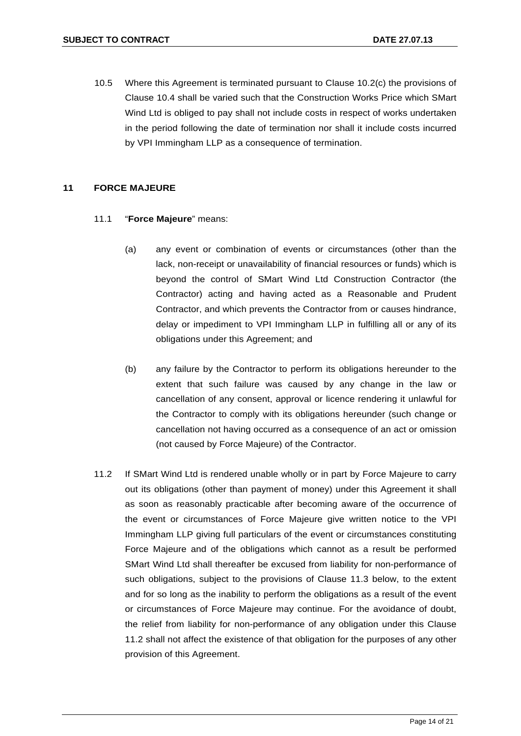10.5 Where this Agreement is terminated pursuant to Clause 10.2(c) the provisions of Clause 10.4 shall be varied such that the Construction Works Price which SMart Wind Ltd is obliged to pay shall not include costs in respect of works undertaken in the period following the date of termination nor shall it include costs incurred by VPI Immingham LLP as a consequence of termination.

## 11 FORCE MAJEURE

11.1 "**Force Majeure**" means:

(a) any event or combination of events or circumstances (other than the lack, non-receipt or unavailability of financial resources or funds) which is beyond the control of SMart Wind Ltd Construction Contractor (the Contractor) acting and having acted as a Reasonable and Prudent Contractor, and which prevents the Contractor from or causes hindrance, delay or impediment to VPI Immingham LLP in fulfilling all or any of its obligations under this Agreement; and

(b) any failure by the Contractor to perform its obligations hereunder to the extent that such failure was caused by any change in the law or cancellation of any consent, approval or licence rendering it unlawful for the Contractor to comply with its obligations hereunder (such change or cancellation not having occurred as a consequence of an act or omission (not caused by Force Majeure) of the Contractor.

11.2 If SMart Wind Ltd is rendered unable wholly or in part by Force Majeure to carry out its obligations (other than payment of money) under this Agreement it shall as soon as reasonably practicable after becoming aware of the occurrence of the event or circumstances of Force Majeure give written notice to the VPI Immingham LLP giving full particulars of the event or circumstances constituting Force Majeure and of the obligations which cannot as a result be performed SMart Wind Ltd shall thereafter be excused from liability for non-performance of such obligations, subject to the provisions of Clause 11.3 below, to the extent and for so long as the inability to perform the obligations as a result of the event or circumstances of Force Majeure may continue. For the avoidance of doubt, the relief from liability for non-performance of any obligation under this Clause 11.2 shall not affect the existence of that obligation for the purposes of any other provision of this Agreement.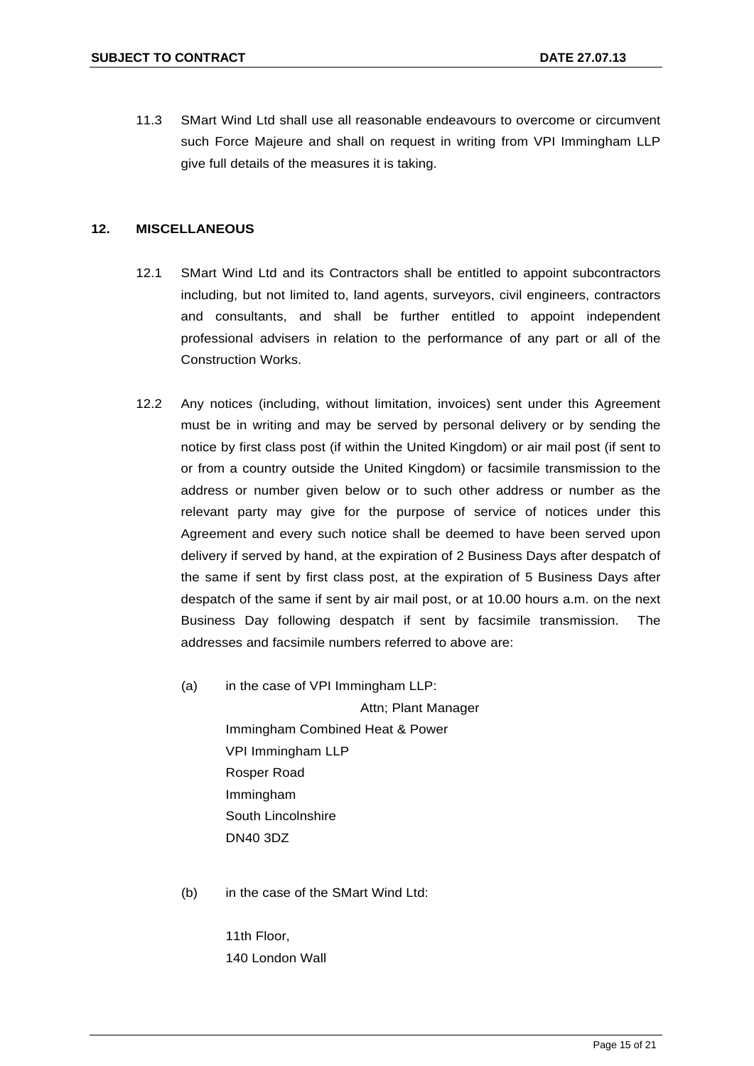11.3 SMart Wind Ltd shall use all reasonable endeavours to overcome or circumvent such Force Majeure and shall on request in writing from VPI Immingham LLP give full details of the measures it is taking.

## 12. MISCELLANEOUS

12.1 SMart Wind Ltd and its Contractors shall be entitled to appoint subcontractors including, but not limited to, land agents, surveyors, civil engineers, contractors and consultants, and shall be further entitled to appoint independent professional advisers in relation to the performance of any part or all of the Construction Works.

12.2 Any notices (including, without limitation, invoices) sent under this Agreement must be in writing and may be served by personal delivery or by sending the notice by first class post (if within the United Kingdom) or air mail post (if sent to or from a country outside the United Kingdom) or facsimile transmission to the address or number given below or to such other address or number as the relevant party may give for the purpose of service of notices under this Agreement and every such notice shall be deemed to have been served upon delivery if served by hand, at the expiration of 2 Business Days after despatch of the same if sent by first class post, at the expiration of 5 Business Days after despatch of the same if sent by air mail post, or at 10.00 hours a.m. on the next Business Day following despatch if sent by facsimile transmission. The addresses and facsimile numbers referred to above are:

(a) in the case of VPI Immingham LLP:

Attn; Plant Manager
Immingham Combined Heat & Power
VPI Immingham LLP
Rosper Road
Immingham
South Lincolnshire
DN40 3DZ

(b) in the case of the SMart Wind Ltd:

11th Floor,
140 London Wall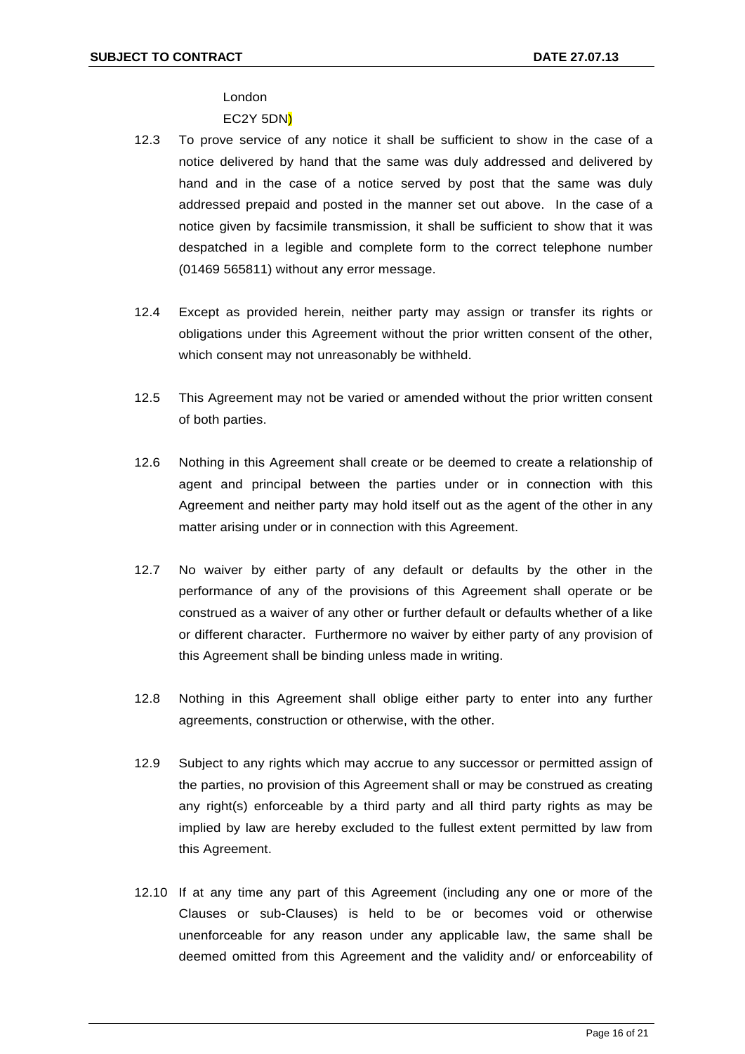London
EC2Y 5DN)

12.3 To prove service of any notice it shall be sufficient to show in the case of a notice delivered by hand that the same was duly addressed and delivered by hand and in the case of a notice served by post that the same was duly addressed prepaid and posted in the manner set out above. In the case of a notice given by facsimile transmission, it shall be sufficient to show that it was despatched in a legible and complete form to the correct telephone number (01469 565811) without any error message.

12.4 Except as provided herein, neither party may assign or transfer its rights or obligations under this Agreement without the prior written consent of the other, which consent may not unreasonably be withheld.

12.5 This Agreement may not be varied or amended without the prior written consent of both parties.

12.6 Nothing in this Agreement shall create or be deemed to create a relationship of agent and principal between the parties under or in connection with this Agreement and neither party may hold itself out as the agent of the other in any matter arising under or in connection with this Agreement.

12.7 No waiver by either party of any default or defaults by the other in the performance of any of the provisions of this Agreement shall operate or be construed as a waiver of any other or further default or defaults whether of a like or different character. Furthermore no waiver by either party of any provision of this Agreement shall be binding unless made in writing.

12.8 Nothing in this Agreement shall oblige either party to enter into any further agreements, construction or otherwise, with the other.

12.9 Subject to any rights which may accrue to any successor or permitted assign of the parties, no provision of this Agreement shall or may be construed as creating any right(s) enforceable by a third party and all third party rights as may be implied by law are hereby excluded to the fullest extent permitted by law from this Agreement.

12.10 If at any time any part of this Agreement (including any one or more of the Clauses or sub-Clauses) is held to be or becomes void or otherwise unenforceable for any reason under any applicable law, the same shall be deemed omitted from this Agreement and the validity and/ or enforceability of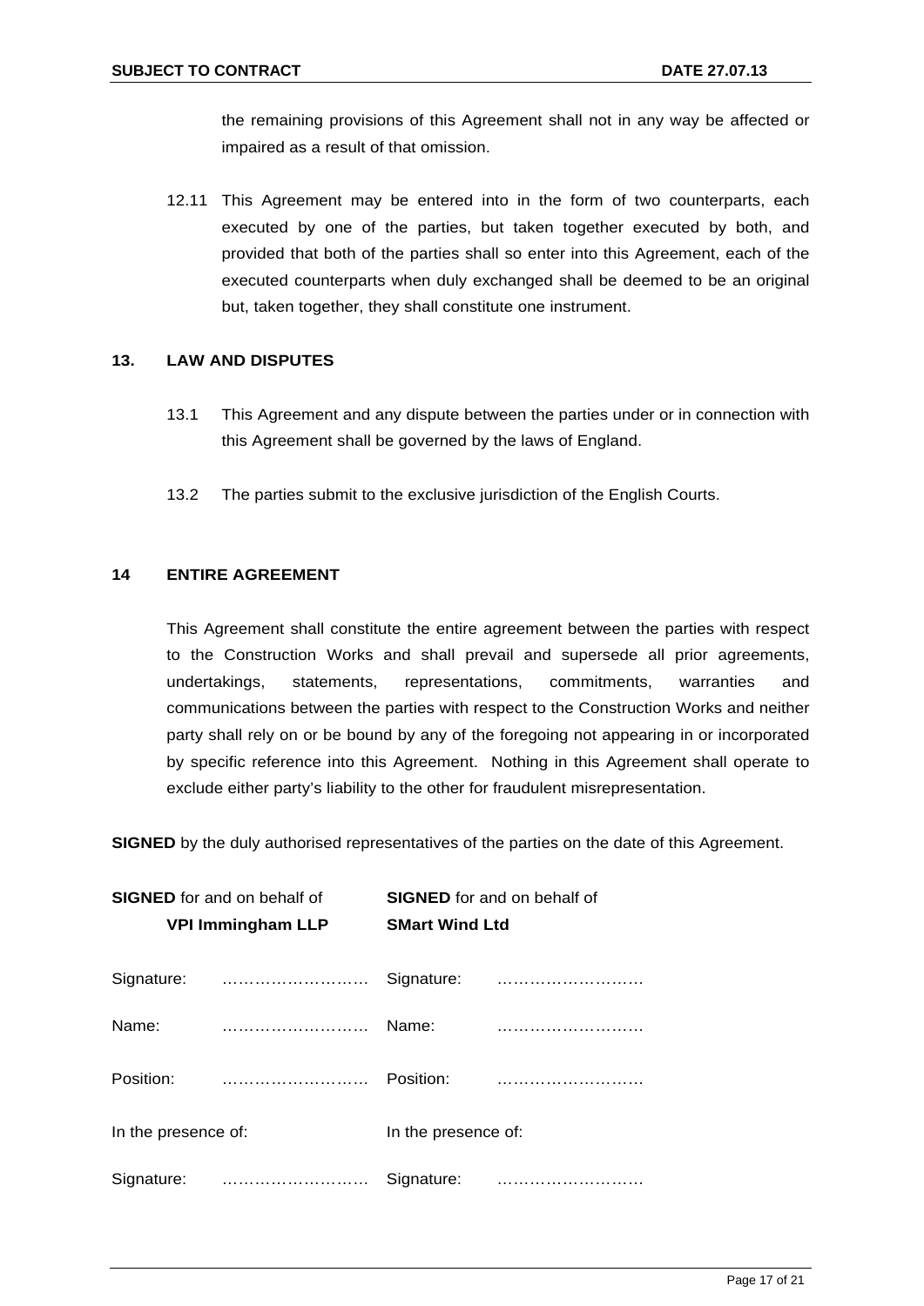the remaining provisions of this Agreement shall not in any way be affected or impaired as a result of that omission.

12.11 This Agreement may be entered into in the form of two counterparts, each executed by one of the parties, but taken together executed by both, and provided that both of the parties shall so enter into this Agreement, each of the executed counterparts when duly exchanged shall be deemed to be an original but, taken together, they shall constitute one instrument.

## 13. LAW AND DISPUTES

13.1 This Agreement and any dispute between the parties under or in connection with this Agreement shall be governed by the laws of England.

13.2 The parties submit to the exclusive jurisdiction of the English Courts.

## 14 ENTIRE AGREEMENT

This Agreement shall constitute the entire agreement between the parties with respect to the Construction Works and shall prevail and supersede all prior agreements, undertakings, statements, representations, commitments, warranties and communications between the parties with respect to the Construction Works and neither party shall rely on or be bound by any of the foregoing not appearing in or incorporated by specific reference into this Agreement. Nothing in this Agreement shall operate to exclude either party's liability to the other for fraudulent misrepresentation.

**SIGNED** by the duly authorised representatives of the parties on the date of this Agreement.

| **SIGNED** for and on behalf of **VPI Immingham LLP** | | **SIGNED** for and on behalf of **SMart Wind Ltd** | |
|---|---|---|---|
| Signature: | ……………………… | Signature: | ……………………… |
| Name: | ……………………… | Name: | ……………………… |
| Position: | ……………………… | Position: | ……………………… |
| In the presence of: | | In the presence of: | |
| Signature: | ……………………… | Signature: | ……………………… |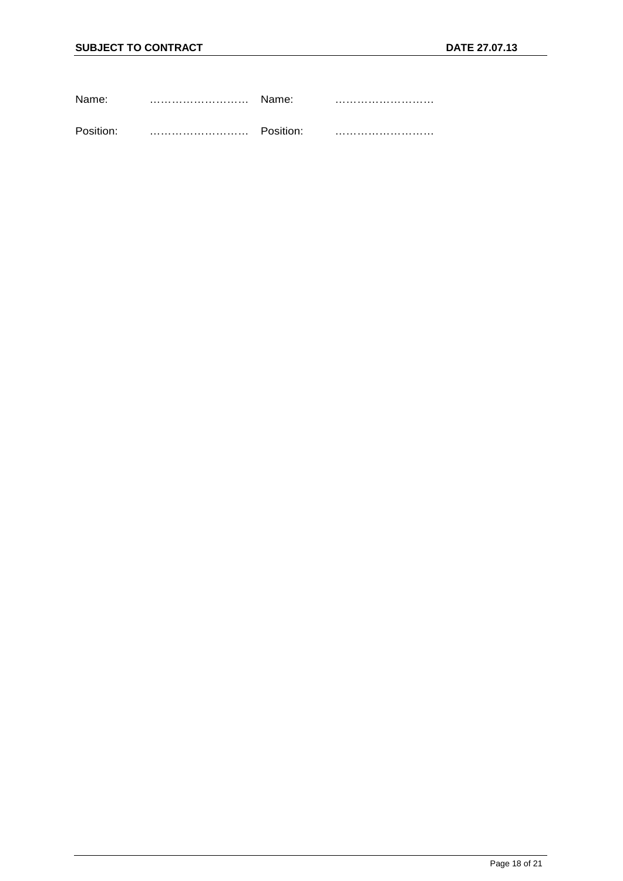| | | | |
|---|---|---|---|
| Name: | ……………………… | Name: | ……………………… |
| Position: | ……………………… | Position: | ……………………… |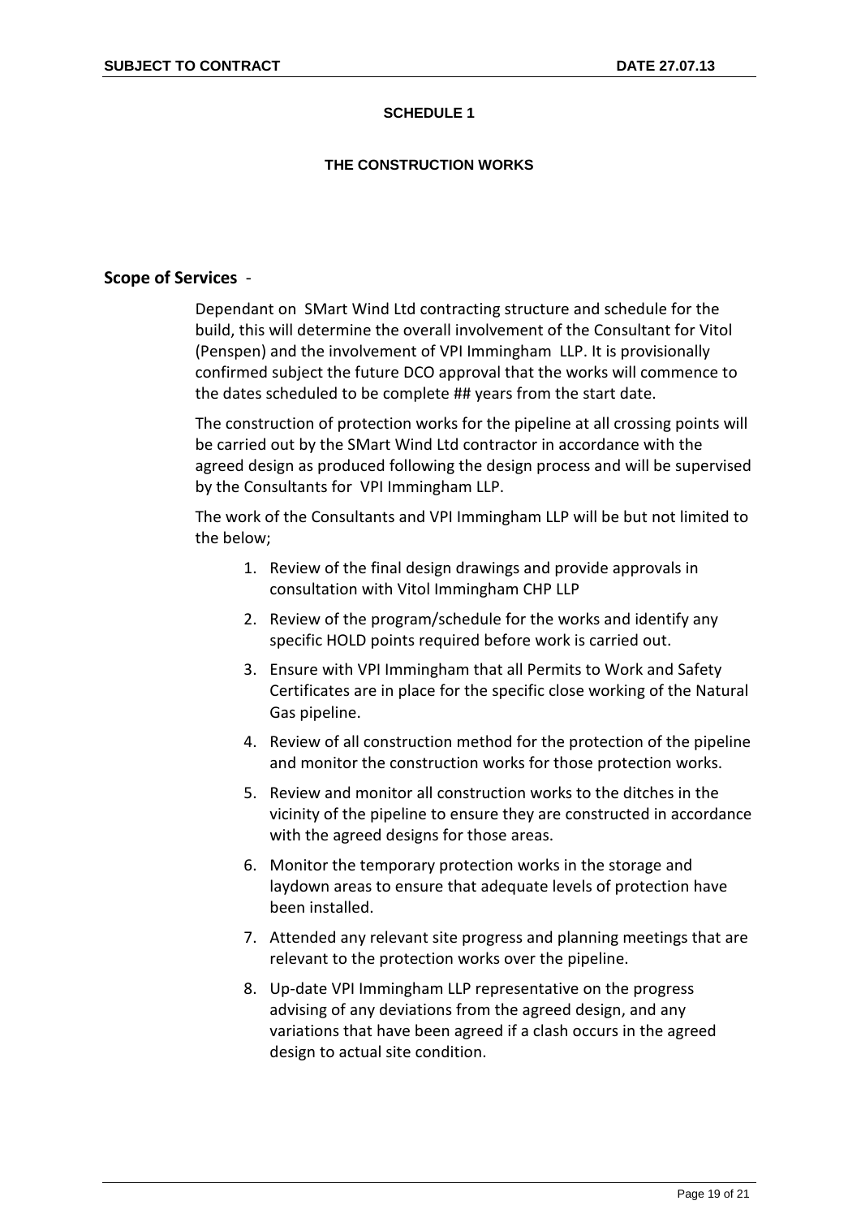## SCHEDULE 1

### THE CONSTRUCTION WORKS

**Scope of Services** -

Dependant on SMart Wind Ltd contracting structure and schedule for the build, this will determine the overall involvement of the Consultant for Vitol (Penspen) and the involvement of VPI Immingham LLP. It is provisionally confirmed subject the future DCO approval that the works will commence to the dates scheduled to be complete ## years from the start date.

The construction of protection works for the pipeline at all crossing points will be carried out by the SMart Wind Ltd contractor in accordance with the agreed design as produced following the design process and will be supervised by the Consultants for VPI Immingham LLP.

The work of the Consultants and VPI Immingham LLP will be but not limited to the below;

1. Review of the final design drawings and provide approvals in consultation with Vitol Immingham CHP LLP
2. Review of the program/schedule for the works and identify any specific HOLD points required before work is carried out.
3. Ensure with VPI Immingham that all Permits to Work and Safety Certificates are in place for the specific close working of the Natural Gas pipeline.
4. Review of all construction method for the protection of the pipeline and monitor the construction works for those protection works.
5. Review and monitor all construction works to the ditches in the vicinity of the pipeline to ensure they are constructed in accordance with the agreed designs for those areas.
6. Monitor the temporary protection works in the storage and laydown areas to ensure that adequate levels of protection have been installed.
7. Attended any relevant site progress and planning meetings that are relevant to the protection works over the pipeline.
8. Up-date VPI Immingham LLP representative on the progress advising of any deviations from the agreed design, and any variations that have been agreed if a clash occurs in the agreed design to actual site condition.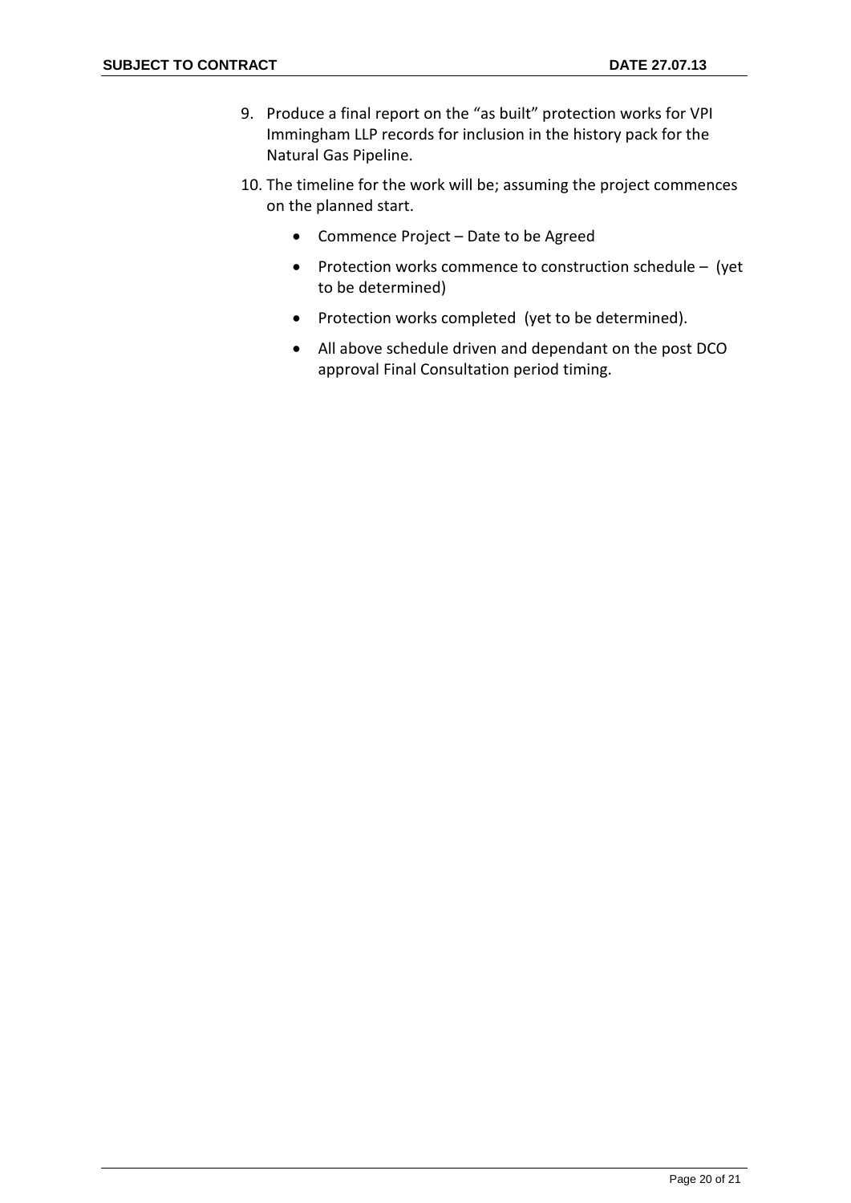9. Produce a final report on the “as built” protection works for VPI Immingham LLP records for inclusion in the history pack for the Natural Gas Pipeline.

10. The timeline for the work will be; assuming the project commences on the planned start.

    - Commence Project – Date to be Agreed
    - Protection works commence to construction schedule – (yet to be determined)
    - Protection works completed (yet to be determined).
    - All above schedule driven and dependant on the post DCO approval Final Consultation period timing.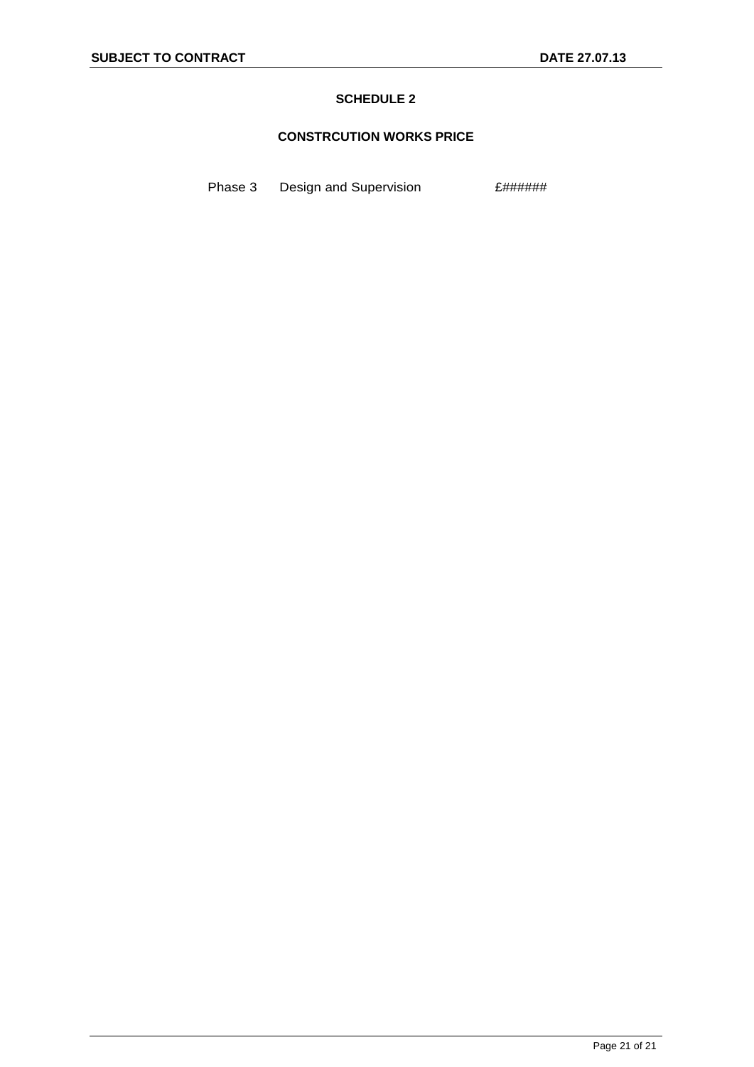## SCHEDULE 2

### CONSTRCUTION WORKS PRICE

| | | |
|---|---|---|
| Phase 3 | Design and Supervision | £###### |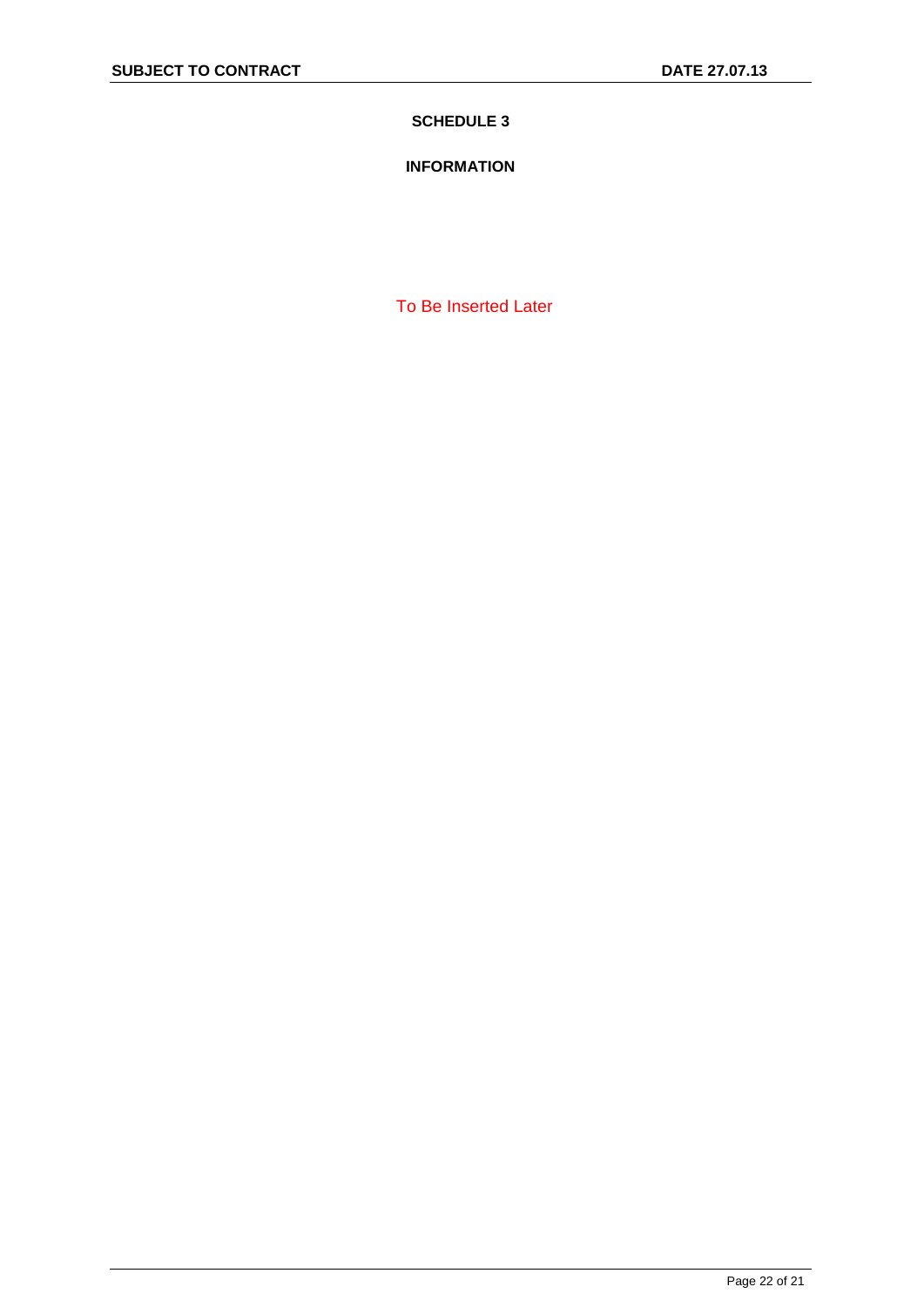## SCHEDULE 3

### INFORMATION

To Be Inserted Later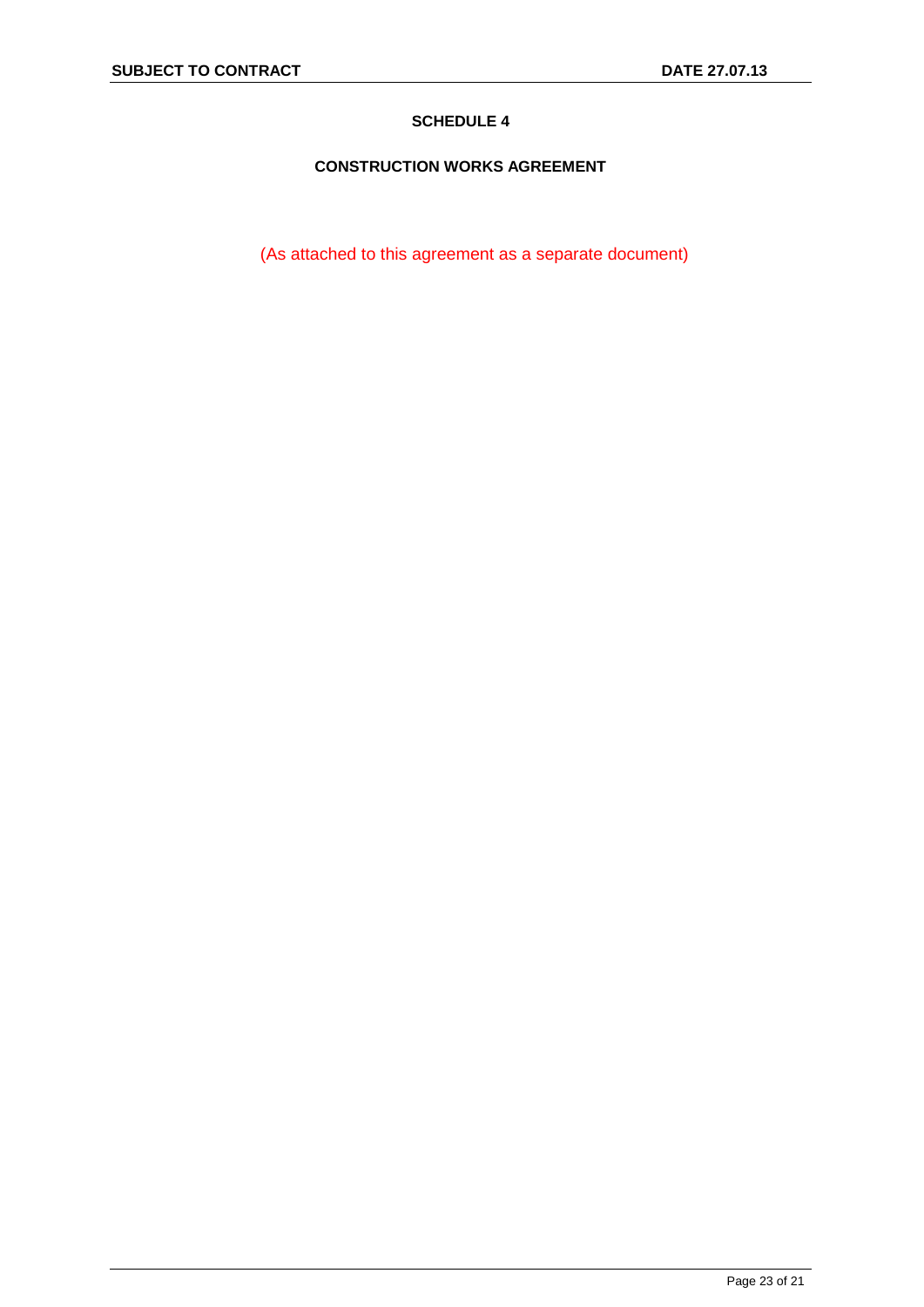# SCHEDULE 4

## CONSTRUCTION WORKS AGREEMENT

(As attached to this agreement as a separate document)